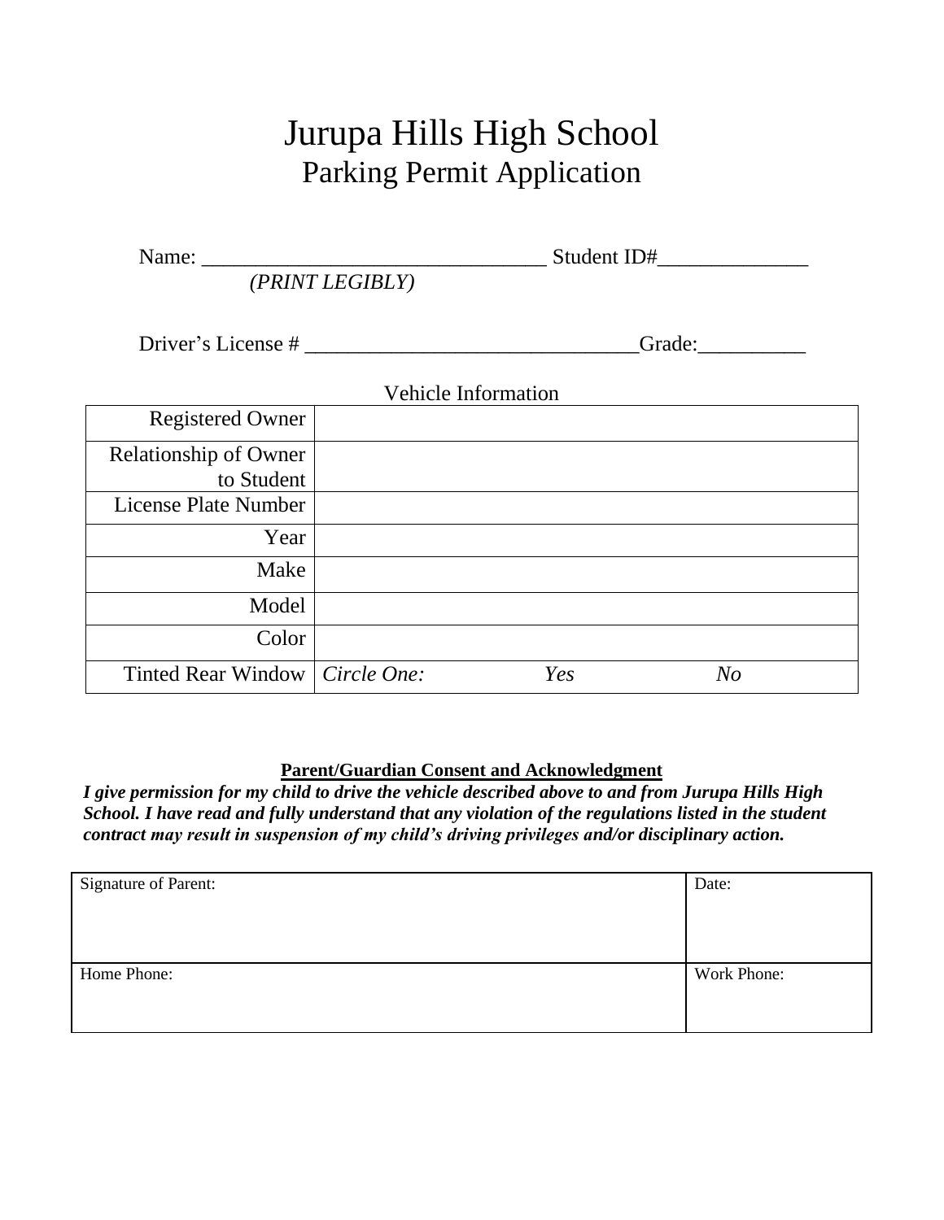# Jurupa Hills High School
## Parking Permit Application

Name: _______________________________ Student ID#______________
*(PRINT LEGIBLY)*

Driver's License # _______________________________Grade:__________

Vehicle Information

| | |
|---|---|
| Registered Owner | |
| Relationship of Owner to Student | |
| License Plate Number | |
| Year | |
| Make | |
| Model | |
| Color | |
| Tinted Rear Window | *Circle One:* *Yes* *No* |

**Parent/Guardian Consent and Acknowledgment**

***I give permission for my child to drive the vehicle described above to and from Jurupa Hills High School. I have read and fully understand that any violation of the regulations listed in the student contract may result in suspension of my child's driving privileges and/or disciplinary action.***

| | |
|---|---|
| Signature of Parent: | Date: |
| Home Phone: | Work Phone: |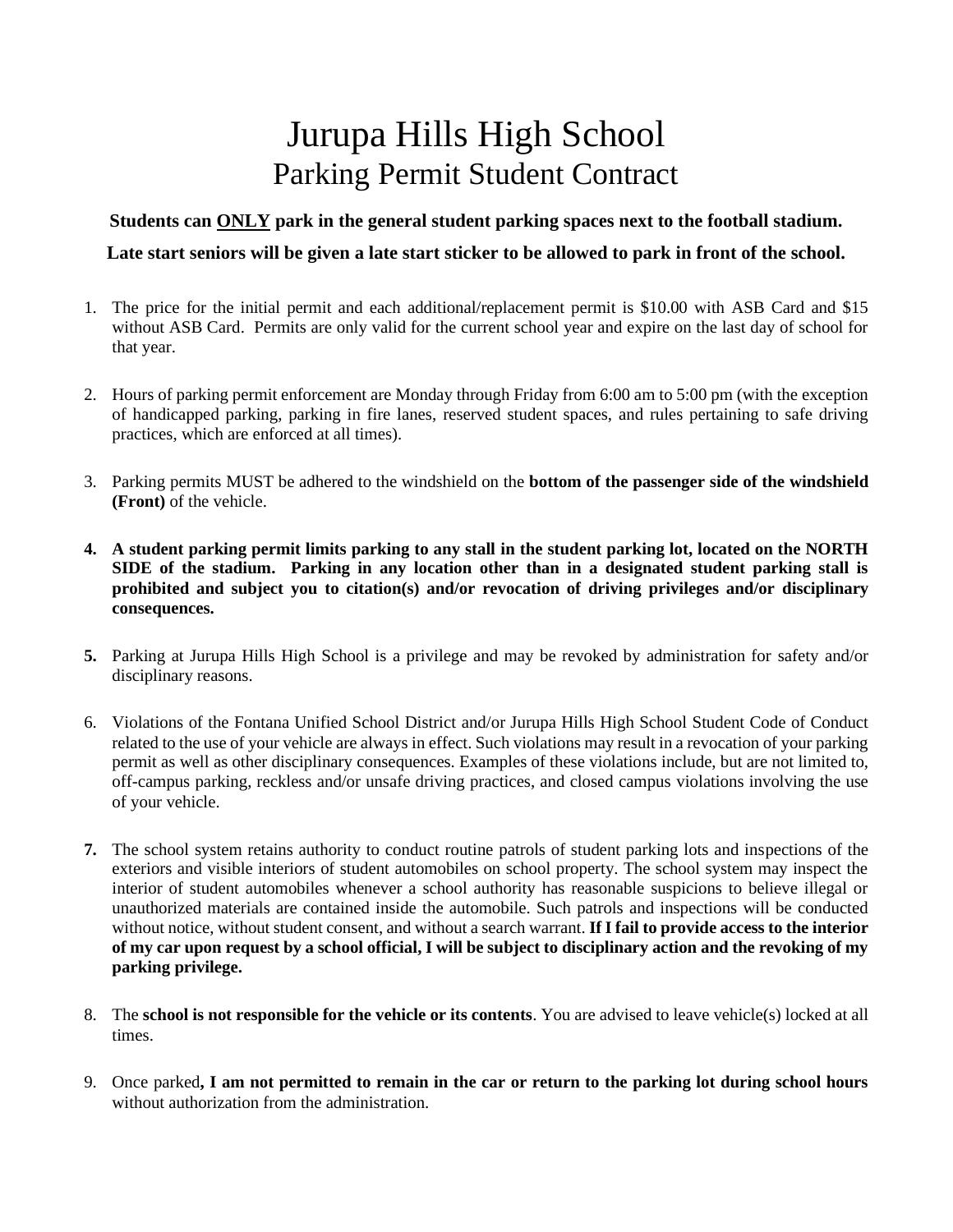# Jurupa Hills High School
## Parking Permit Student Contract

**Students can <u>ONLY</u> park in the general student parking spaces next to the football stadium.**

**Late start seniors will be given a late start sticker to be allowed to park in front of the school.**

1. The price for the initial permit and each additional/replacement permit is $10.00 with ASB Card and $15 without ASB Card. Permits are only valid for the current school year and expire on the last day of school for that year.

2. Hours of parking permit enforcement are Monday through Friday from 6:00 am to 5:00 pm (with the exception of handicapped parking, parking in fire lanes, reserved student spaces, and rules pertaining to safe driving practices, which are enforced at all times).

3. Parking permits MUST be adhered to the windshield on the **bottom of the passenger side of the windshield (Front)** of the vehicle.

4. **A student parking permit limits parking to any stall in the student parking lot, located on the NORTH SIDE of the stadium. Parking in any location other than in a designated student parking stall is prohibited and subject you to citation(s) and/or revocation of driving privileges and/or disciplinary consequences.**

5. Parking at Jurupa Hills High School is a privilege and may be revoked by administration for safety and/or disciplinary reasons.

6. Violations of the Fontana Unified School District and/or Jurupa Hills High School Student Code of Conduct related to the use of your vehicle are always in effect. Such violations may result in a revocation of your parking permit as well as other disciplinary consequences. Examples of these violations include, but are not limited to, off-campus parking, reckless and/or unsafe driving practices, and closed campus violations involving the use of your vehicle.

7. The school system retains authority to conduct routine patrols of student parking lots and inspections of the exteriors and visible interiors of student automobiles on school property. The school system may inspect the interior of student automobiles whenever a school authority has reasonable suspicions to believe illegal or unauthorized materials are contained inside the automobile. Such patrols and inspections will be conducted without notice, without student consent, and without a search warrant. **If I fail to provide access to the interior of my car upon request by a school official, I will be subject to disciplinary action and the revoking of my parking privilege.**

8. The **school is not responsible for the vehicle or its contents**. You are advised to leave vehicle(s) locked at all times.

9. Once parked**, I am not permitted to remain in the car or return to the parking lot during school hours** without authorization from the administration.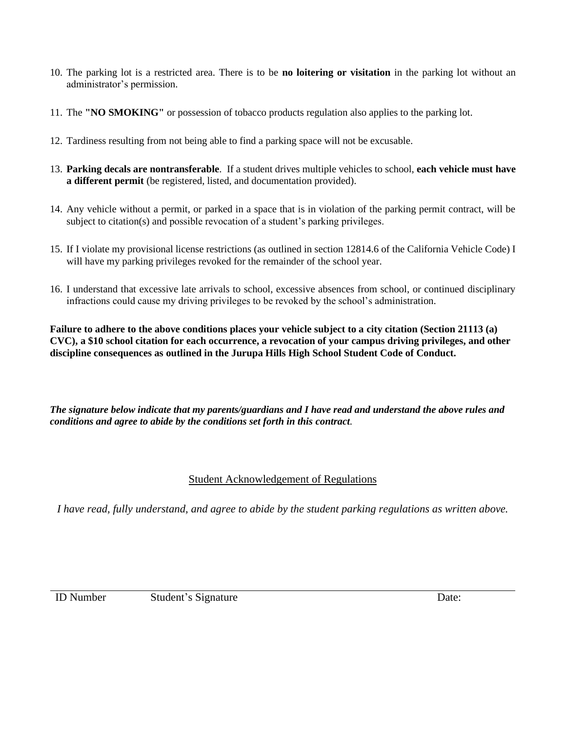10. The parking lot is a restricted area. There is to be **no loitering or visitation** in the parking lot without an administrator's permission.

11. The **"NO SMOKING"** or possession of tobacco products regulation also applies to the parking lot.

12. Tardiness resulting from not being able to find a parking space will not be excusable.

13. **Parking decals are nontransferable**. If a student drives multiple vehicles to school, **each vehicle must have a different permit** (be registered, listed, and documentation provided).

14. Any vehicle without a permit, or parked in a space that is in violation of the parking permit contract, will be subject to citation(s) and possible revocation of a student's parking privileges.

15. If I violate my provisional license restrictions (as outlined in section 12814.6 of the California Vehicle Code) I will have my parking privileges revoked for the remainder of the school year.

16. I understand that excessive late arrivals to school, excessive absences from school, or continued disciplinary infractions could cause my driving privileges to be revoked by the school's administration.

**Failure to adhere to the above conditions places your vehicle subject to a city citation (Section 21113 (a) CVC), a $10 school citation for each occurrence, a revocation of your campus driving privileges, and other discipline consequences as outlined in the Jurupa Hills High School Student Code of Conduct.**

***The signature below indicate that my parents/guardians and I have read and understand the above rules and conditions and agree to abide by the conditions set forth in this contract.***

Student Acknowledgement of Regulations

*I have read, fully understand, and agree to abide by the student parking regulations as written above.*

ID Number Student's Signature Date: